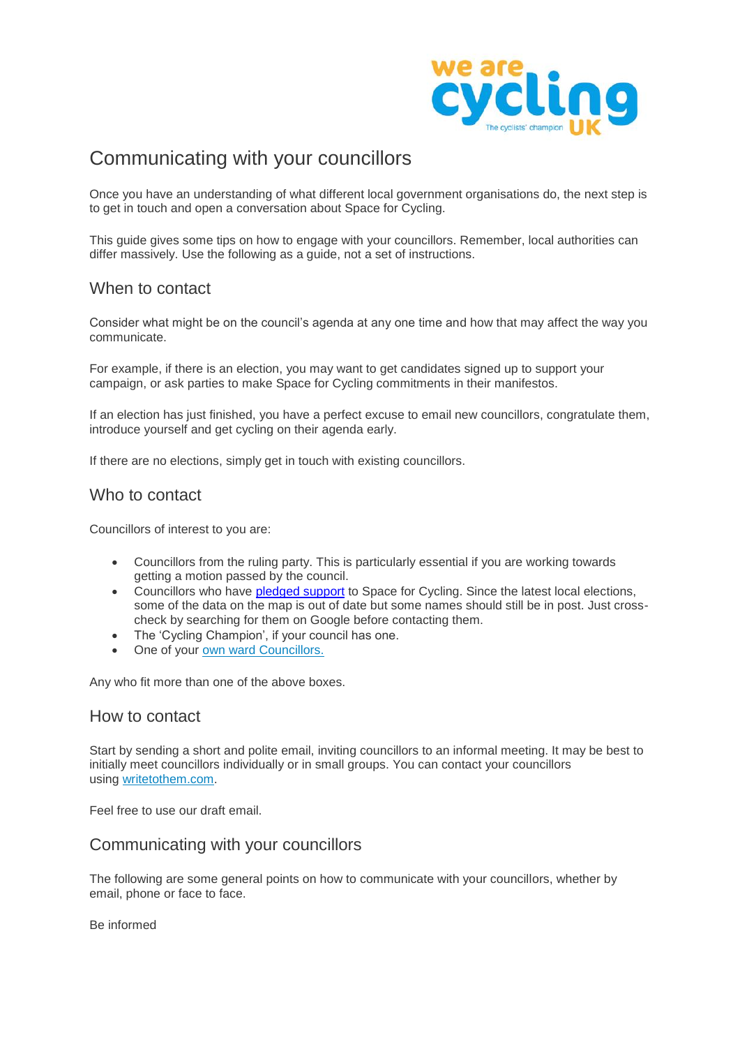# Communicating with your councillors

Once you have an understanding of what different local government organisations do, the next step is to get in touch and open a conversation about Space for Cycling.

This guide gives some tips on how to engage with your councillors. Remember, local authorities can differ massively. Use the following as a guide, not a set of instructions.

## When to contact

Consider what might be on the council's agenda at any one time and how that may affect the way you communicate.

For example, if there is an election, you may want to get candidates signed up to support your campaign, or ask parties to make Space for Cycling commitments in their manifestos.

If an election has just finished, you have a perfect excuse to email new councillors, congratulate them, introduce yourself and get cycling on their agenda early.

If there are no elections, simply get in touch with existing councillors.

## Who to contact

Councillors of interest to you are:

- Councillors from the ruling party. This is particularly essential if you are working towards getting a motion passed by the council.
- Councillors who have pledged support to Space for Cycling. Since the latest local elections, some of the data on the map is out of date but some names should still be in post. Just cross-check by searching for them on Google before contacting them.
- The 'Cycling Champion', if your council has one.
- One of your own ward Councillors.

Any who fit more than one of the above boxes.

## How to contact

Start by sending a short and polite email, inviting councillors to an informal meeting. It may be best to initially meet councillors individually or in small groups. You can contact your councillors using writetothem.com.

Feel free to use our draft email.

## Communicating with your councillors

The following are some general points on how to communicate with your councillors, whether by email, phone or face to face.

Be informed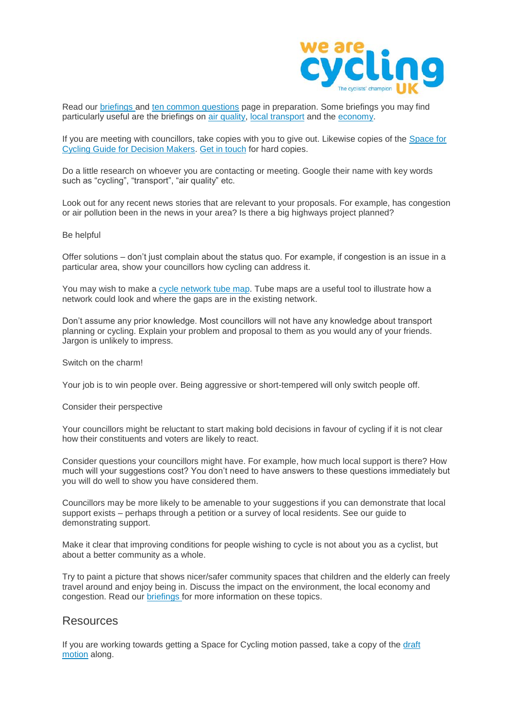Read our briefings and ten common questions page in preparation. Some briefings you may find particularly useful are the briefings on air quality, local transport and the economy.

If you are meeting with councillors, take copies with you to give out. Likewise copies of the Space for Cycling Guide for Decision Makers. Get in touch for hard copies.

Do a little research on whoever you are contacting or meeting. Google their name with key words such as “cycling”, “transport”, “air quality” etc.

Look out for any recent news stories that are relevant to your proposals. For example, has congestion or air pollution been in the news in your area? Is there a big highways project planned?

Be helpful

Offer solutions – don’t just complain about the status quo. For example, if congestion is an issue in a particular area, show your councillors how cycling can address it.

You may wish to make a cycle network tube map. Tube maps are a useful tool to illustrate how a network could look and where the gaps are in the existing network.

Don’t assume any prior knowledge. Most councillors will not have any knowledge about transport planning or cycling. Explain your problem and proposal to them as you would any of your friends. Jargon is unlikely to impress.

Switch on the charm!

Your job is to win people over. Being aggressive or short-tempered will only switch people off.

Consider their perspective

Your councillors might be reluctant to start making bold decisions in favour of cycling if it is not clear how their constituents and voters are likely to react.

Consider questions your councillors might have. For example, how much local support is there? How much will your suggestions cost? You don’t need to have answers to these questions immediately but you will do well to show you have considered them.

Councillors may be more likely to be amenable to your suggestions if you can demonstrate that local support exists – perhaps through a petition or a survey of local residents. See our guide to demonstrating support.

Make it clear that improving conditions for people wishing to cycle is not about you as a cyclist, but about a better community as a whole.

Try to paint a picture that shows nicer/safer community spaces that children and the elderly can freely travel around and enjoy being in. Discuss the impact on the environment, the local economy and congestion. Read our briefings for more information on these topics.

## Resources

If you are working towards getting a Space for Cycling motion passed, take a copy of the draft motion along.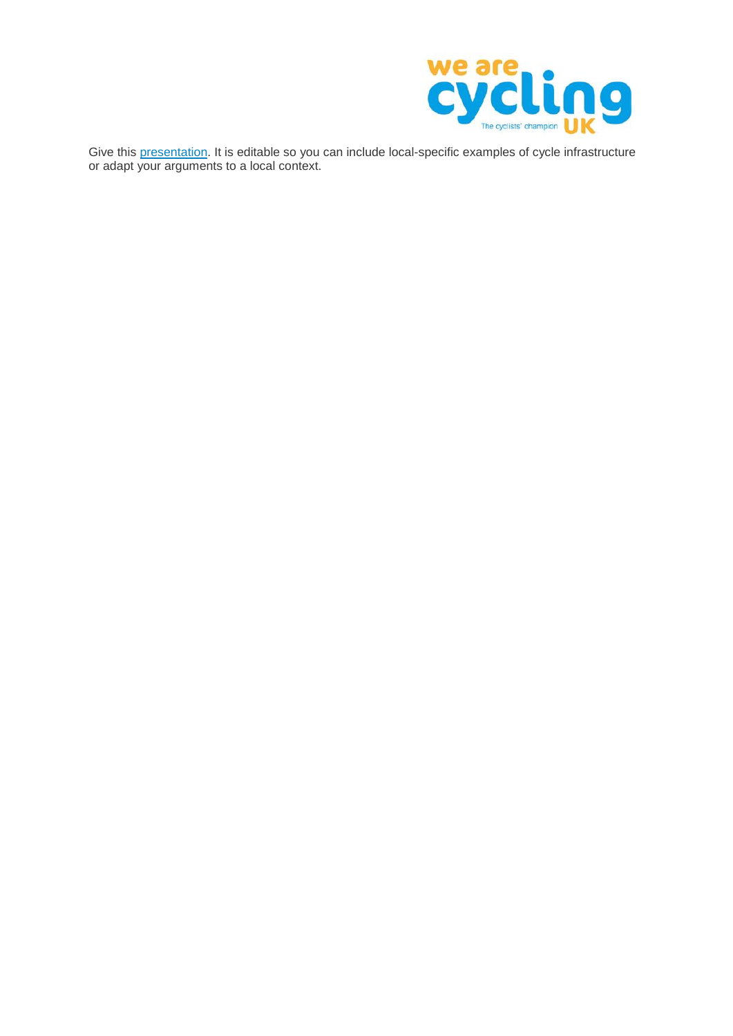Give this presentation. It is editable so you can include local-specific examples of cycle infrastructure or adapt your arguments to a local context.